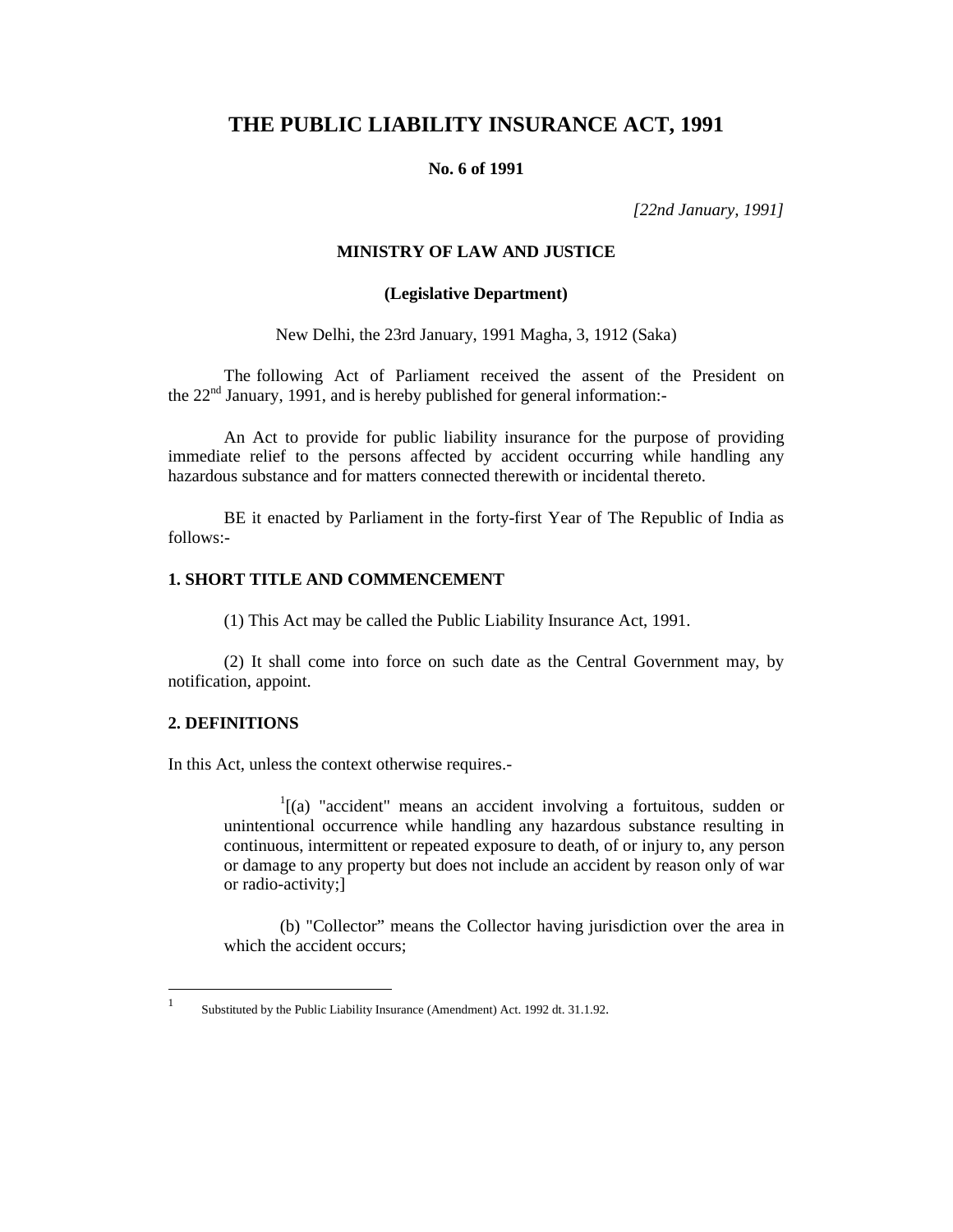# THE PUBLIC LIABILITY INSURANCE ACT, 1991

**No. 6 of 1991**

*[22nd January, 1991]*

**MINISTRY OF LAW AND JUSTICE**

**(Legislative Department)**

New Delhi, the 23rd January, 1991 Magha, 3, 1912 (Saka)

The following Act of Parliament received the assent of the President on the 22nd January, 1991, and is hereby published for general information:-

An Act to provide for public liability insurance for the purpose of providing immediate relief to the persons affected by accident occurring while handling any hazardous substance and for matters connected therewith or incidental thereto.

BE it enacted by Parliament in the forty-first Year of The Republic of India as follows:-

### 1. SHORT TITLE AND COMMENCEMENT

(1) This Act may be called the Public Liability Insurance Act, 1991.

(2) It shall come into force on such date as the Central Government may, by notification, appoint.

### 2. DEFINITIONS

In this Act, unless the context otherwise requires.-

> [1][(a) "accident" means an accident involving a fortuitous, sudden or unintentional occurrence while handling any hazardous substance resulting in continuous, intermittent or repeated exposure to death, of or injury to, any person or damage to any property but does not include an accident by reason only of war or radio-activity;]
>
> (b) "Collector" means the Collector having jurisdiction over the area in which the accident occurs;

---

[1] Substituted by the Public Liability Insurance (Amendment) Act. 1992 dt. 31.1.92.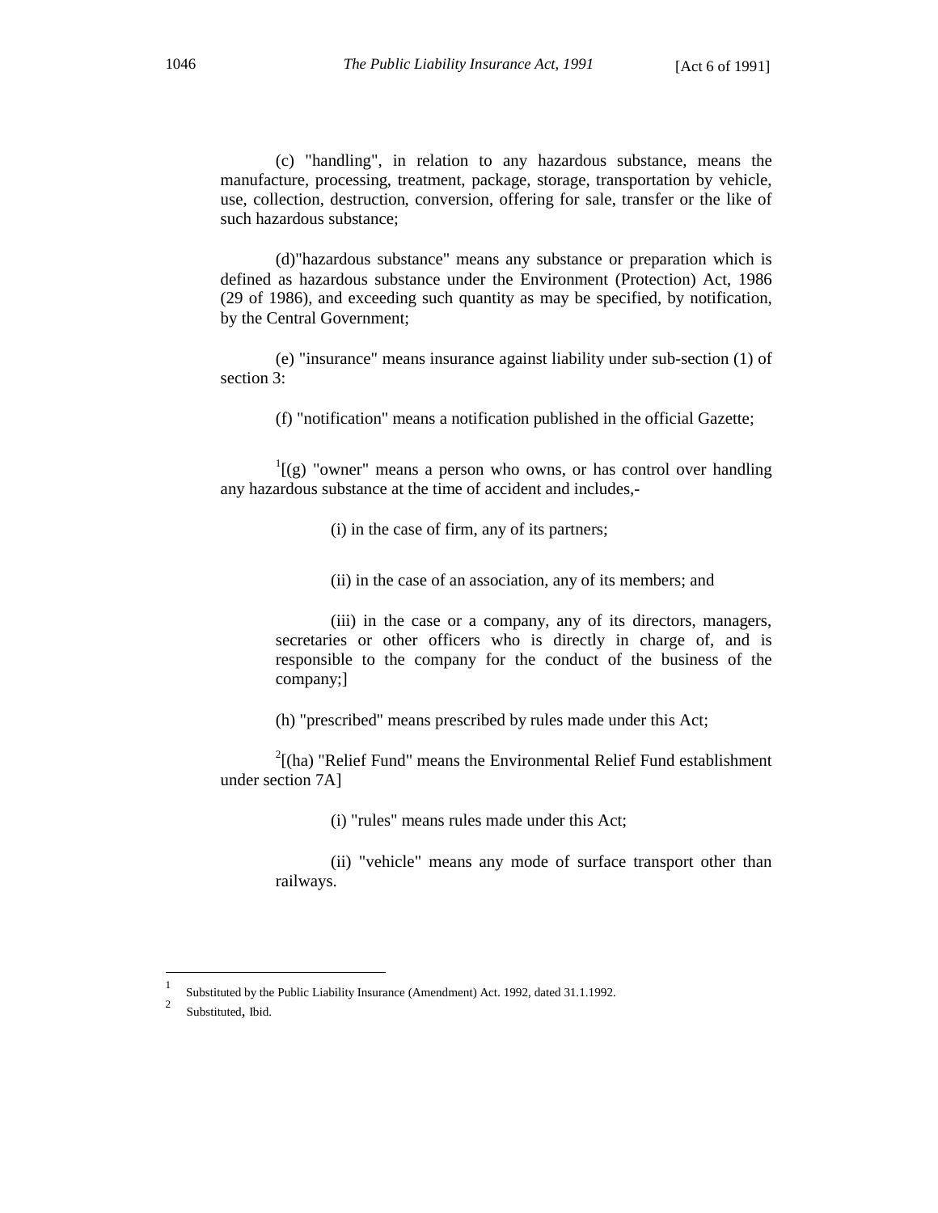(c) "handling", in relation to any hazardous substance, means the manufacture, processing, treatment, package, storage, transportation by vehicle, use, collection, destruction, conversion, offering for sale, transfer or the like of such hazardous substance;

(d)"hazardous substance" means any substance or preparation which is defined as hazardous substance under the Environment (Protection) Act, 1986 (29 of 1986), and exceeding such quantity as may be specified, by notification, by the Central Government;

(e) "insurance" means insurance against liability under sub-section (1) of section 3:

(f) "notification" means a notification published in the official Gazette;

[1][(g) "owner" means a person who owns, or has control over handling any hazardous substance at the time of accident and includes,-

(i) in the case of firm, any of its partners;

(ii) in the case of an association, any of its members; and

(iii) in the case or a company, any of its directors, managers, secretaries or other officers who is directly in charge of, and is responsible to the company for the conduct of the business of the company;]

(h) "prescribed" means prescribed by rules made under this Act;

[2][(ha) "Relief Fund" means the Environmental Relief Fund establishment under section 7A]

(i) "rules" means rules made under this Act;

(ii) "vehicle" means any mode of surface transport other than railways.

---

[1] Substituted by the Public Liability Insurance (Amendment) Act. 1992, dated 31.1.1992.

[2] Substituted, Ibid.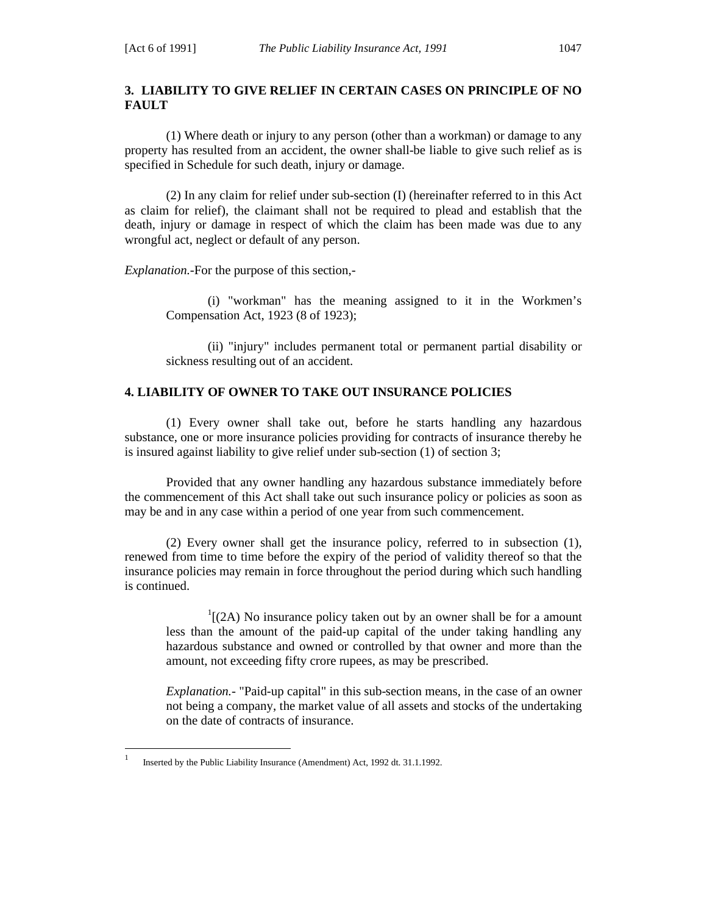## 3. LIABILITY TO GIVE RELIEF IN CERTAIN CASES ON PRINCIPLE OF NO FAULT

(1) Where death or injury to any person (other than a workman) or damage to any property has resulted from an accident, the owner shall-be liable to give such relief as is specified in Schedule for such death, injury or damage.

(2) In any claim for relief under sub-section (I) (hereinafter referred to in this Act as claim for relief), the claimant shall not be required to plead and establish that the death, injury or damage in respect of which the claim has been made was due to any wrongful act, neglect or default of any person.

*Explanation.*-For the purpose of this section,-

> (i) "workman" has the meaning assigned to it in the Workmen's Compensation Act, 1923 (8 of 1923);
>
> (ii) "injury" includes permanent total or permanent partial disability or sickness resulting out of an accident.

## 4. LIABILITY OF OWNER TO TAKE OUT INSURANCE POLICIES

(1) Every owner shall take out, before he starts handling any hazardous substance, one or more insurance policies providing for contracts of insurance thereby he is insured against liability to give relief under sub-section (1) of section 3;

Provided that any owner handling any hazardous substance immediately before the commencement of this Act shall take out such insurance policy or policies as soon as may be and in any case within a period of one year from such commencement.

(2) Every owner shall get the insurance policy, referred to in subsection (1), renewed from time to time before the expiry of the period of validity thereof so that the insurance policies may remain in force throughout the period during which such handling is continued.

> [1][(2A) No insurance policy taken out by an owner shall be for a amount less than the amount of the paid-up capital of the under taking handling any hazardous substance and owned or controlled by that owner and more than the amount, not exceeding fifty crore rupees, as may be prescribed.
>
> *Explanation.*- "Paid-up capital" in this sub-section means, in the case of an owner not being a company, the market value of all assets and stocks of the undertaking on the date of contracts of insurance.

---

[1] Inserted by the Public Liability Insurance (Amendment) Act, 1992 dt. 31.1.1992.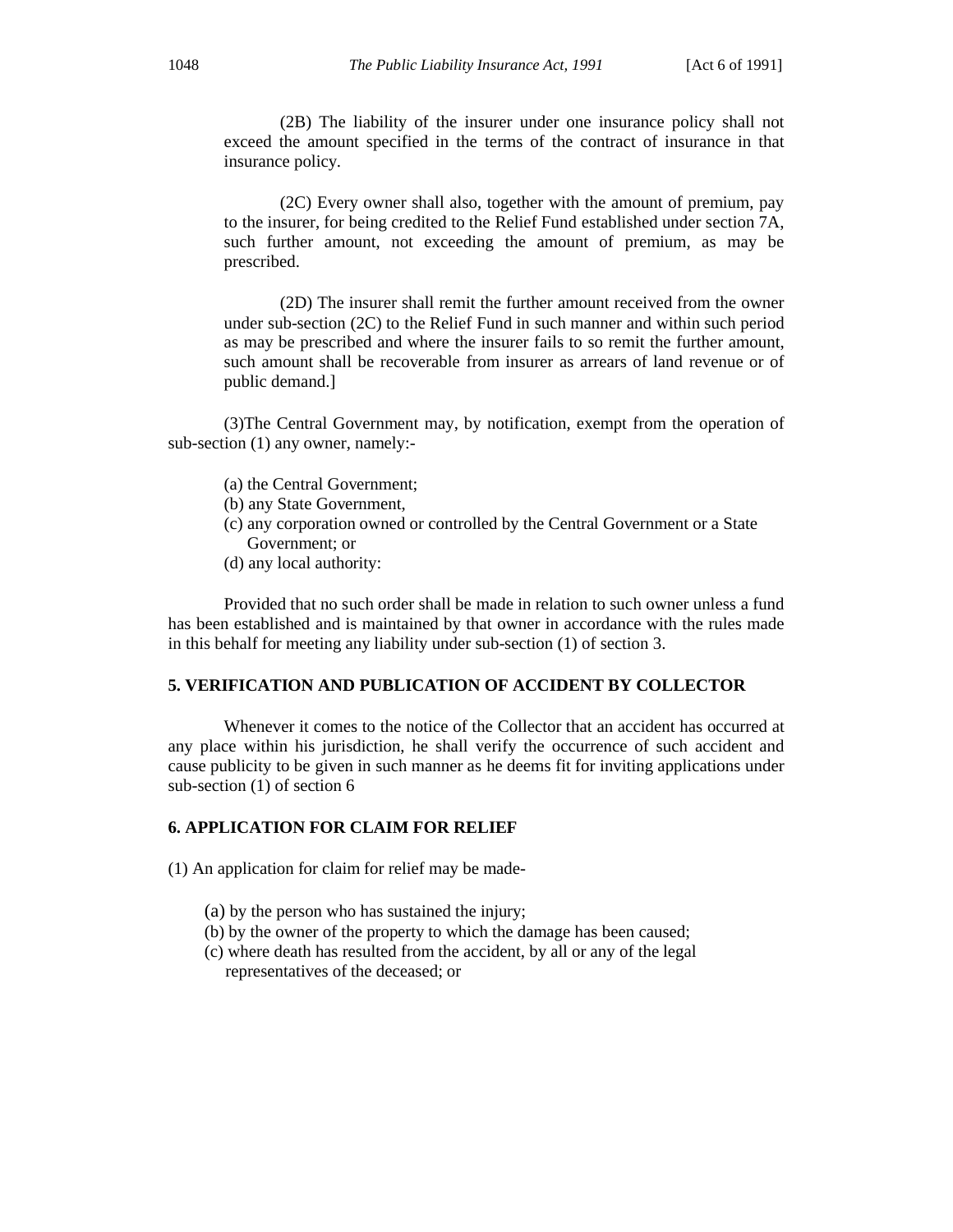(2B) The liability of the insurer under one insurance policy shall not exceed the amount specified in the terms of the contract of insurance in that insurance policy.

(2C) Every owner shall also, together with the amount of premium, pay to the insurer, for being credited to the Relief Fund established under section 7A, such further amount, not exceeding the amount of premium, as may be prescribed.

(2D) The insurer shall remit the further amount received from the owner under sub-section (2C) to the Relief Fund in such manner and within such period as may be prescribed and where the insurer fails to so remit the further amount, such amount shall be recoverable from insurer as arrears of land revenue or of public demand.]

(3)The Central Government may, by notification, exempt from the operation of sub-section (1) any owner, namely:-

(a) the Central Government;
(b) any State Government,
(c) any corporation owned or controlled by the Central Government or a State Government; or
(d) any local authority:

Provided that no such order shall be made in relation to such owner unless a fund has been established and is maintained by that owner in accordance with the rules made in this behalf for meeting any liability under sub-section (1) of section 3.

**5. VERIFICATION AND PUBLICATION OF ACCIDENT BY COLLECTOR**

Whenever it comes to the notice of the Collector that an accident has occurred at any place within his jurisdiction, he shall verify the occurrence of such accident and cause publicity to be given in such manner as he deems fit for inviting applications under sub-section (1) of section 6

**6. APPLICATION FOR CLAIM FOR RELIEF**

(1) An application for claim for relief may be made-

(a) by the person who has sustained the injury;
(b) by the owner of the property to which the damage has been caused;
(c) where death has resulted from the accident, by all or any of the legal representatives of the deceased; or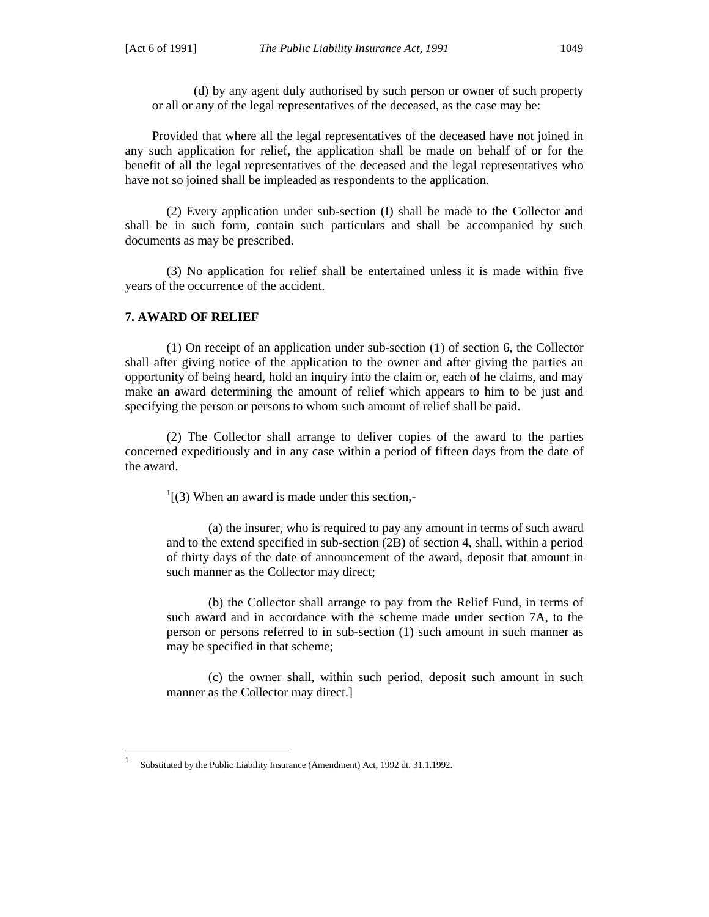(d) by any agent duly authorised by such person or owner of such property or all or any of the legal representatives of the deceased, as the case may be:

Provided that where all the legal representatives of the deceased have not joined in any such application for relief, the application shall be made on behalf of or for the benefit of all the legal representatives of the deceased and the legal representatives who have not so joined shall be impleaded as respondents to the application.

(2) Every application under sub-section (I) shall be made to the Collector and shall be in such form, contain such particulars and shall be accompanied by such documents as may be prescribed.

(3) No application for relief shall be entertained unless it is made within five years of the occurrence of the accident.

**7. AWARD OF RELIEF**

(1) On receipt of an application under sub-section (1) of section 6, the Collector shall after giving notice of the application to the owner and after giving the parties an opportunity of being heard, hold an inquiry into the claim or, each of he claims, and may make an award determining the amount of relief which appears to him to be just and specifying the person or persons to whom such amount of relief shall be paid.

(2) The Collector shall arrange to deliver copies of the award to the parties concerned expeditiously and in any case within a period of fifteen days from the date of the award.

[1][(3) When an award is made under this section,-

(a) the insurer, who is required to pay any amount in terms of such award and to the extend specified in sub-section (2B) of section 4, shall, within a period of thirty days of the date of announcement of the award, deposit that amount in such manner as the Collector may direct;

(b) the Collector shall arrange to pay from the Relief Fund, in terms of such award and in accordance with the scheme made under section 7A, to the person or persons referred to in sub-section (1) such amount in such manner as may be specified in that scheme;

(c) the owner shall, within such period, deposit such amount in such manner as the Collector may direct.]

---

[1] Substituted by the Public Liability Insurance (Amendment) Act, 1992 dt. 31.1.1992.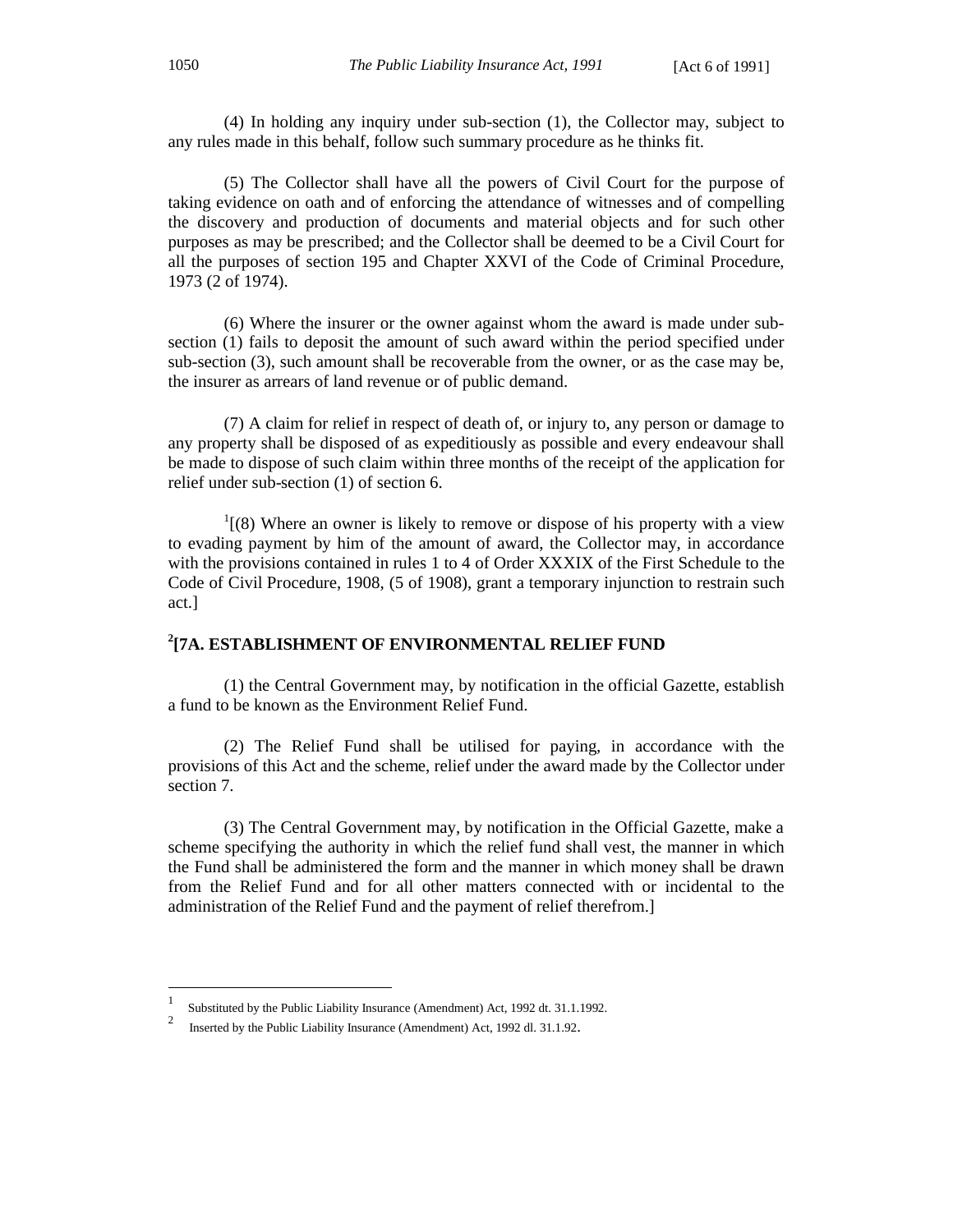(4) In holding any inquiry under sub-section (1), the Collector may, subject to any rules made in this behalf, follow such summary procedure as he thinks fit.

(5) The Collector shall have all the powers of Civil Court for the purpose of taking evidence on oath and of enforcing the attendance of witnesses and of compelling the discovery and production of documents and material objects and for such other purposes as may be prescribed; and the Collector shall be deemed to be a Civil Court for all the purposes of section 195 and Chapter XXVI of the Code of Criminal Procedure, 1973 (2 of 1974).

(6) Where the insurer or the owner against whom the award is made under sub-section (1) fails to deposit the amount of such award within the period specified under sub-section (3), such amount shall be recoverable from the owner, or as the case may be, the insurer as arrears of land revenue or of public demand.

(7) A claim for relief in respect of death of, or injury to, any person or damage to any property shall be disposed of as expeditiously as possible and every endeavour shall be made to dispose of such claim within three months of the receipt of the application for relief under sub-section (1) of section 6.

[1][(8) Where an owner is likely to remove or dispose of his property with a view to evading payment by him of the amount of award, the Collector may, in accordance with the provisions contained in rules 1 to 4 of Order XXXIX of the First Schedule to the Code of Civil Procedure, 1908, (5 of 1908), grant a temporary injunction to restrain such act.]

## [2][7A. ESTABLISHMENT OF ENVIRONMENTAL RELIEF FUND

(1) the Central Government may, by notification in the official Gazette, establish a fund to be known as the Environment Relief Fund.

(2) The Relief Fund shall be utilised for paying, in accordance with the provisions of this Act and the scheme, relief under the award made by the Collector under section 7.

(3) The Central Government may, by notification in the Official Gazette, make a scheme specifying the authority in which the relief fund shall vest, the manner in which the Fund shall be administered the form and the manner in which money shall be drawn from the Relief Fund and for all other matters connected with or incidental to the administration of the Relief Fund and the payment of relief therefrom.]

---

1 Substituted by the Public Liability Insurance (Amendment) Act, 1992 dt. 31.1.1992.

2 Inserted by the Public Liability Insurance (Amendment) Act, 1992 dl. 31.1.92.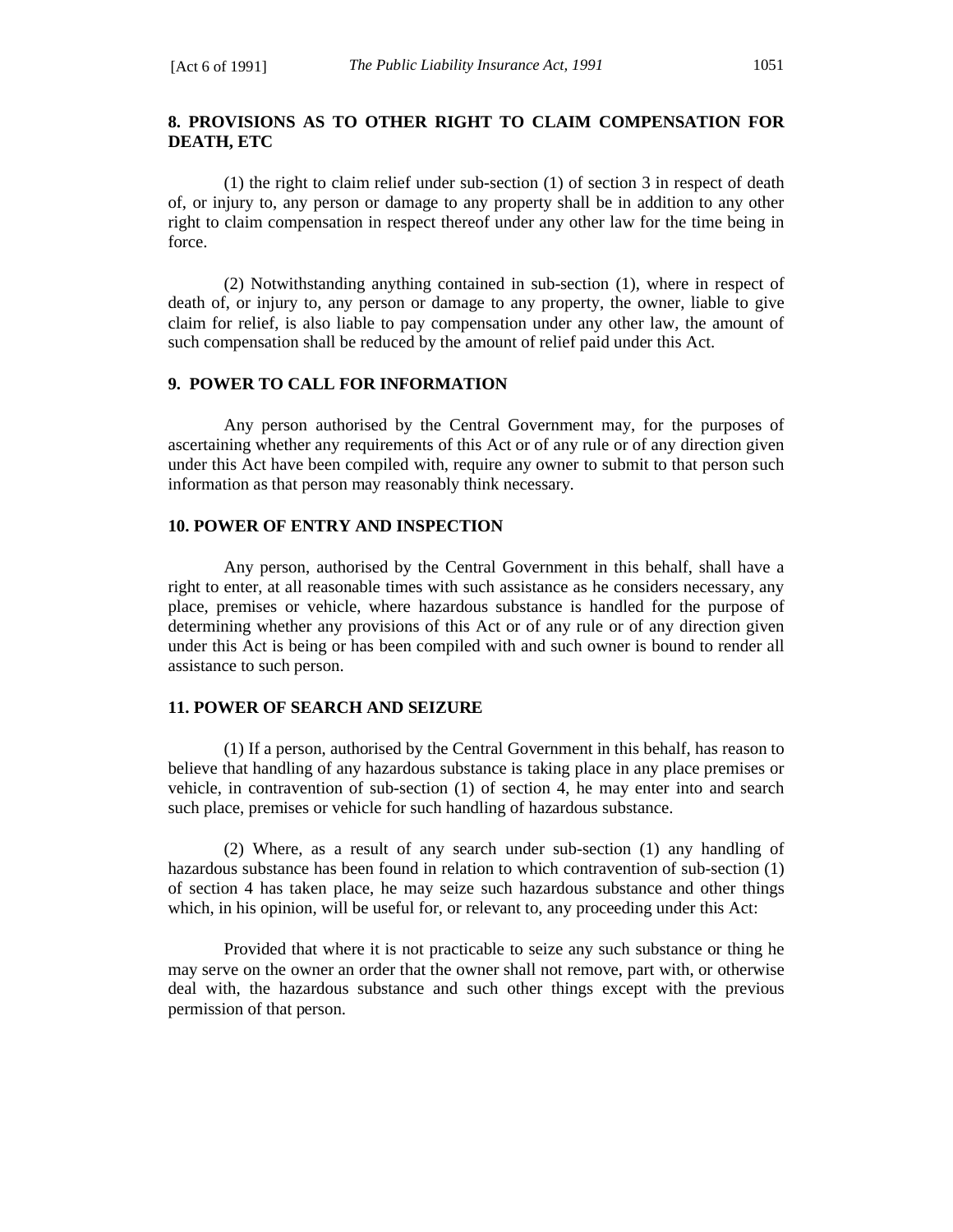## 8. PROVISIONS AS TO OTHER RIGHT TO CLAIM COMPENSATION FOR DEATH, ETC

(1) the right to claim relief under sub-section (1) of section 3 in respect of death of, or injury to, any person or damage to any property shall be in addition to any other right to claim compensation in respect thereof under any other law for the time being in force.

(2) Notwithstanding anything contained in sub-section (1), where in respect of death of, or injury to, any person or damage to any property, the owner, liable to give claim for relief, is also liable to pay compensation under any other law, the amount of such compensation shall be reduced by the amount of relief paid under this Act.

## 9. POWER TO CALL FOR INFORMATION

Any person authorised by the Central Government may, for the purposes of ascertaining whether any requirements of this Act or of any rule or of any direction given under this Act have been compiled with, require any owner to submit to that person such information as that person may reasonably think necessary.

## 10. POWER OF ENTRY AND INSPECTION

Any person, authorised by the Central Government in this behalf, shall have a right to enter, at all reasonable times with such assistance as he considers necessary, any place, premises or vehicle, where hazardous substance is handled for the purpose of determining whether any provisions of this Act or of any rule or of any direction given under this Act is being or has been compiled with and such owner is bound to render all assistance to such person.

## 11. POWER OF SEARCH AND SEIZURE

(1) If a person, authorised by the Central Government in this behalf, has reason to believe that handling of any hazardous substance is taking place in any place premises or vehicle, in contravention of sub-section (1) of section 4, he may enter into and search such place, premises or vehicle for such handling of hazardous substance.

(2) Where, as a result of any search under sub-section (1) any handling of hazardous substance has been found in relation to which contravention of sub-section (1) of section 4 has taken place, he may seize such hazardous substance and other things which, in his opinion, will be useful for, or relevant to, any proceeding under this Act:

Provided that where it is not practicable to seize any such substance or thing he may serve on the owner an order that the owner shall not remove, part with, or otherwise deal with, the hazardous substance and such other things except with the previous permission of that person.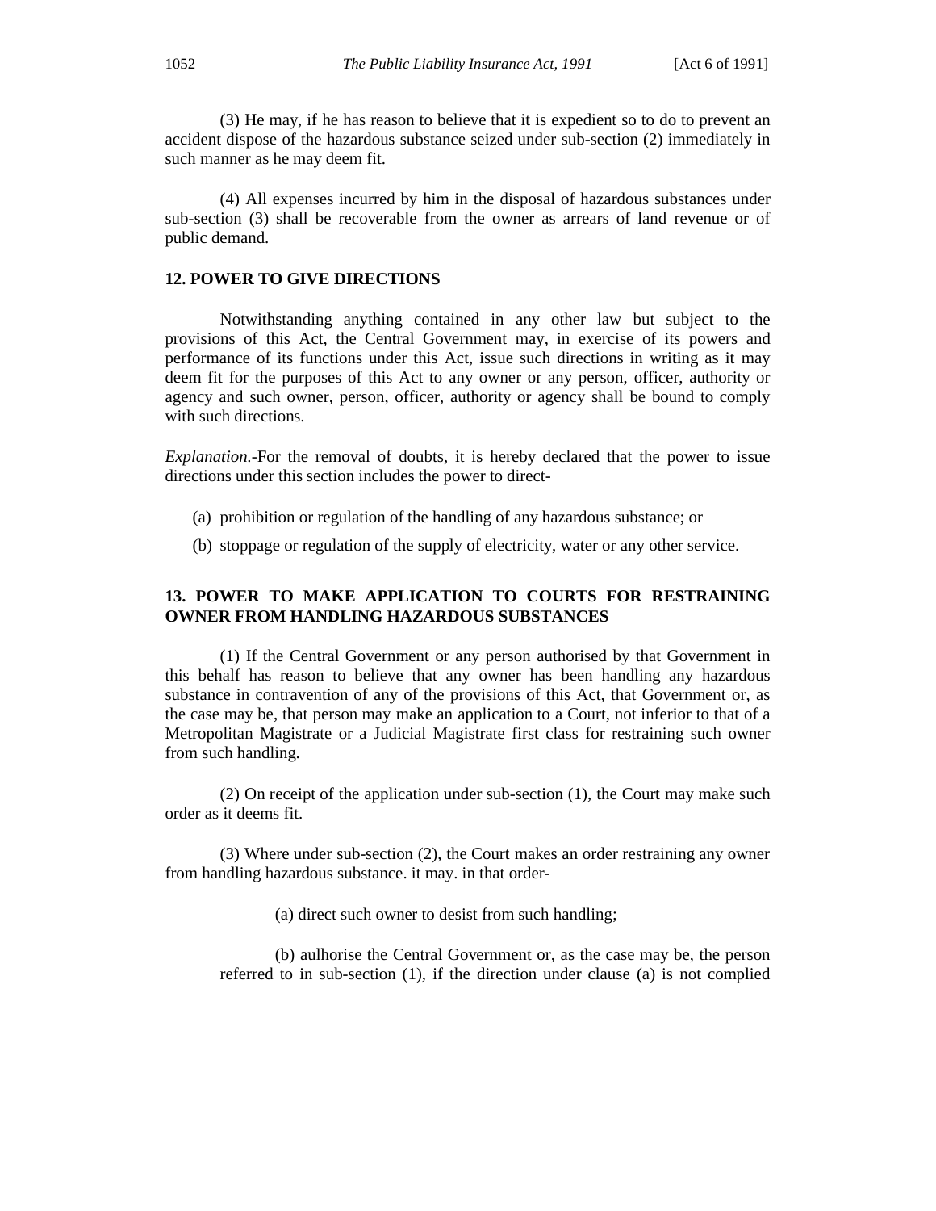(3) He may, if he has reason to believe that it is expedient so to do to prevent an accident dispose of the hazardous substance seized under sub-section (2) immediately in such manner as he may deem fit.

(4) All expenses incurred by him in the disposal of hazardous substances under sub-section (3) shall be recoverable from the owner as arrears of land revenue or of public demand.

### 12. POWER TO GIVE DIRECTIONS

Notwithstanding anything contained in any other law but subject to the provisions of this Act, the Central Government may, in exercise of its powers and performance of its functions under this Act, issue such directions in writing as it may deem fit for the purposes of this Act to any owner or any person, officer, authority or agency and such owner, person, officer, authority or agency shall be bound to comply with such directions.

*Explanation.*-For the removal of doubts, it is hereby declared that the power to issue directions under this section includes the power to direct-

(a) prohibition or regulation of the handling of any hazardous substance; or

(b) stoppage or regulation of the supply of electricity, water or any other service.

### 13. POWER TO MAKE APPLICATION TO COURTS FOR RESTRAINING OWNER FROM HANDLING HAZARDOUS SUBSTANCES

(1) If the Central Government or any person authorised by that Government in this behalf has reason to believe that any owner has been handling any hazardous substance in contravention of any of the provisions of this Act, that Government or, as the case may be, that person may make an application to a Court, not inferior to that of a Metropolitan Magistrate or a Judicial Magistrate first class for restraining such owner from such handling.

(2) On receipt of the application under sub-section (1), the Court may make such order as it deems fit.

(3) Where under sub-section (2), the Court makes an order restraining any owner from handling hazardous substance. it may. in that order-

(a) direct such owner to desist from such handling;

(b) aulhorise the Central Government or, as the case may be, the person referred to in sub-section (1), if the direction under clause (a) is not complied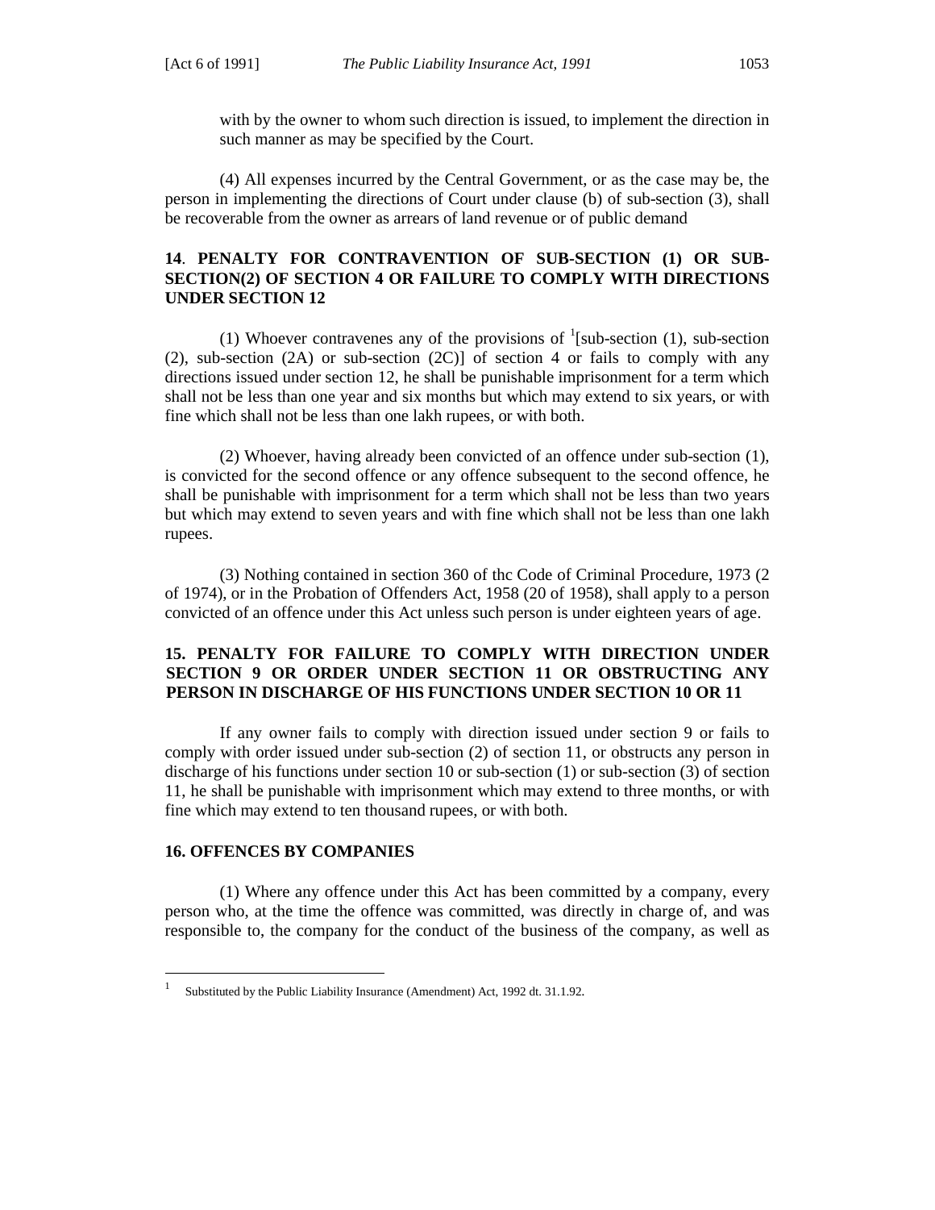with by the owner to whom such direction is issued, to implement the direction in such manner as may be specified by the Court.

(4) All expenses incurred by the Central Government, or as the case may be, the person in implementing the directions of Court under clause (b) of sub-section (3), shall be recoverable from the owner as arrears of land revenue or of public demand

### 14. PENALTY FOR CONTRAVENTION OF SUB-SECTION (1) OR SUB-SECTION(2) OF SECTION 4 OR FAILURE TO COMPLY WITH DIRECTIONS UNDER SECTION 12

(1) Whoever contravenes any of the provisions of [1][sub-section (1), sub-section (2), sub-section (2A) or sub-section (2C)] of section 4 or fails to comply with any directions issued under section 12, he shall be punishable imprisonment for a term which shall not be less than one year and six months but which may extend to six years, or with fine which shall not be less than one lakh rupees, or with both.

(2) Whoever, having already been convicted of an offence under sub-section (1), is convicted for the second offence or any offence subsequent to the second offence, he shall be punishable with imprisonment for a term which shall not be less than two years but which may extend to seven years and with fine which shall not be less than one lakh rupees.

(3) Nothing contained in section 360 of thc Code of Criminal Procedure, 1973 (2 of 1974), or in the Probation of Offenders Act, 1958 (20 of 1958), shall apply to a person convicted of an offence under this Act unless such person is under eighteen years of age.

### 15. PENALTY FOR FAILURE TO COMPLY WITH DIRECTION UNDER SECTION 9 OR ORDER UNDER SECTION 11 OR OBSTRUCTING ANY PERSON IN DISCHARGE OF HIS FUNCTIONS UNDER SECTION 10 OR 11

If any owner fails to comply with direction issued under section 9 or fails to comply with order issued under sub-section (2) of section 11, or obstructs any person in discharge of his functions under section 10 or sub-section (1) or sub-section (3) of section 11, he shall be punishable with imprisonment which may extend to three months, or with fine which may extend to ten thousand rupees, or with both.

### 16. OFFENCES BY COMPANIES

(1) Where any offence under this Act has been committed by a company, every person who, at the time the offence was committed, was directly in charge of, and was responsible to, the company for the conduct of the business of the company, as well as

[1] Substituted by the Public Liability Insurance (Amendment) Act, 1992 dt. 31.1.92.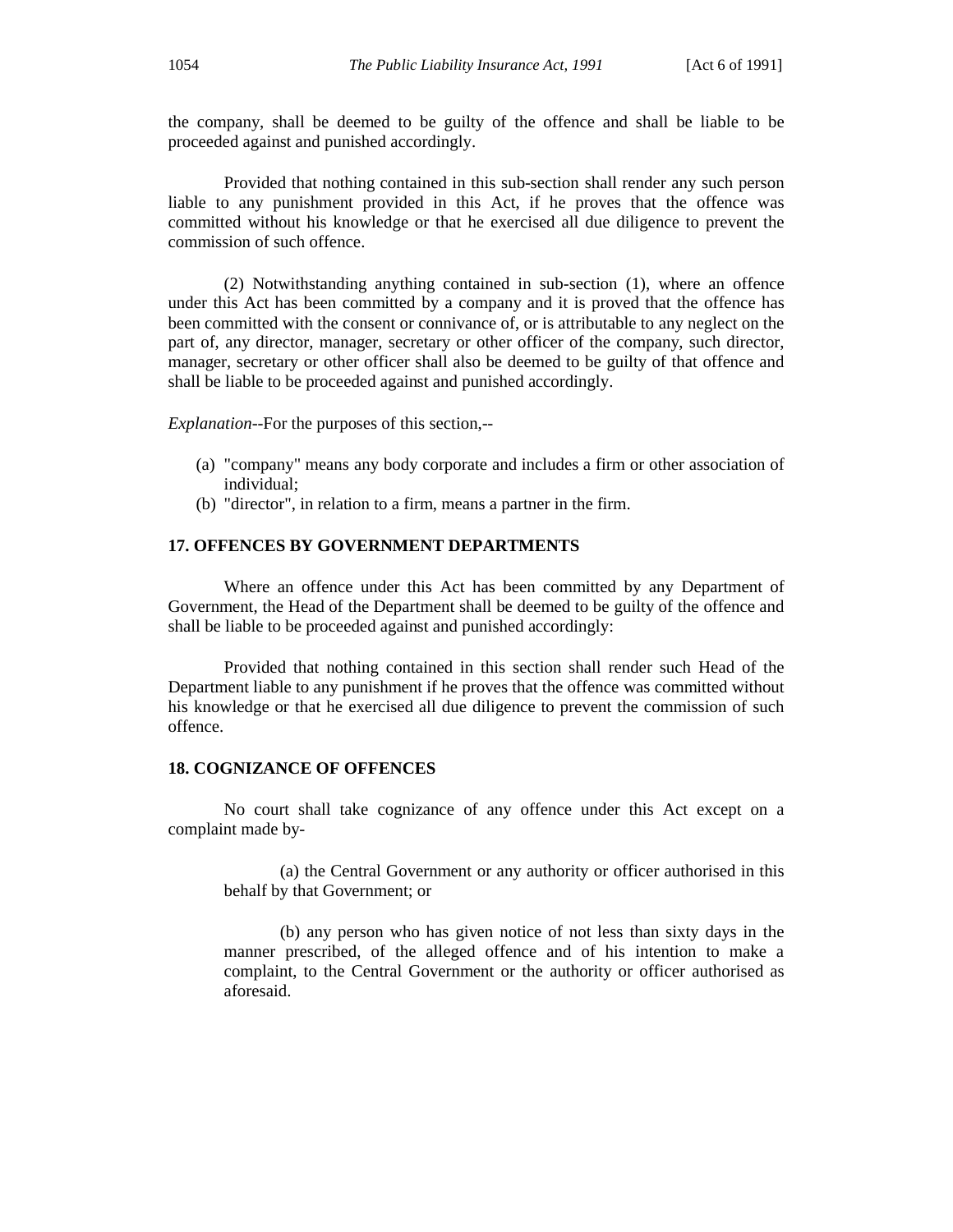the company, shall be deemed to be guilty of the offence and shall be liable to be proceeded against and punished accordingly.

Provided that nothing contained in this sub-section shall render any such person liable to any punishment provided in this Act, if he proves that the offence was committed without his knowledge or that he exercised all due diligence to prevent the commission of such offence.

(2) Notwithstanding anything contained in sub-section (1), where an offence under this Act has been committed by a company and it is proved that the offence has been committed with the consent or connivance of, or is attributable to any neglect on the part of, any director, manager, secretary or other officer of the company, such director, manager, secretary or other officer shall also be deemed to be guilty of that offence and shall be liable to be proceeded against and punished accordingly.

*Explanation*--For the purposes of this section,--

(a) "company" means any body corporate and includes a firm or other association of individual;
(b) "director", in relation to a firm, means a partner in the firm.

### 17. OFFENCES BY GOVERNMENT DEPARTMENTS

Where an offence under this Act has been committed by any Department of Government, the Head of the Department shall be deemed to be guilty of the offence and shall be liable to be proceeded against and punished accordingly:

Provided that nothing contained in this section shall render such Head of the Department liable to any punishment if he proves that the offence was committed without his knowledge or that he exercised all due diligence to prevent the commission of such offence.

### 18. COGNIZANCE OF OFFENCES

No court shall take cognizance of any offence under this Act except on a complaint made by-

(a) the Central Government or any authority or officer authorised in this behalf by that Government; or

(b) any person who has given notice of not less than sixty days in the manner prescribed, of the alleged offence and of his intention to make a complaint, to the Central Government or the authority or officer authorised as aforesaid.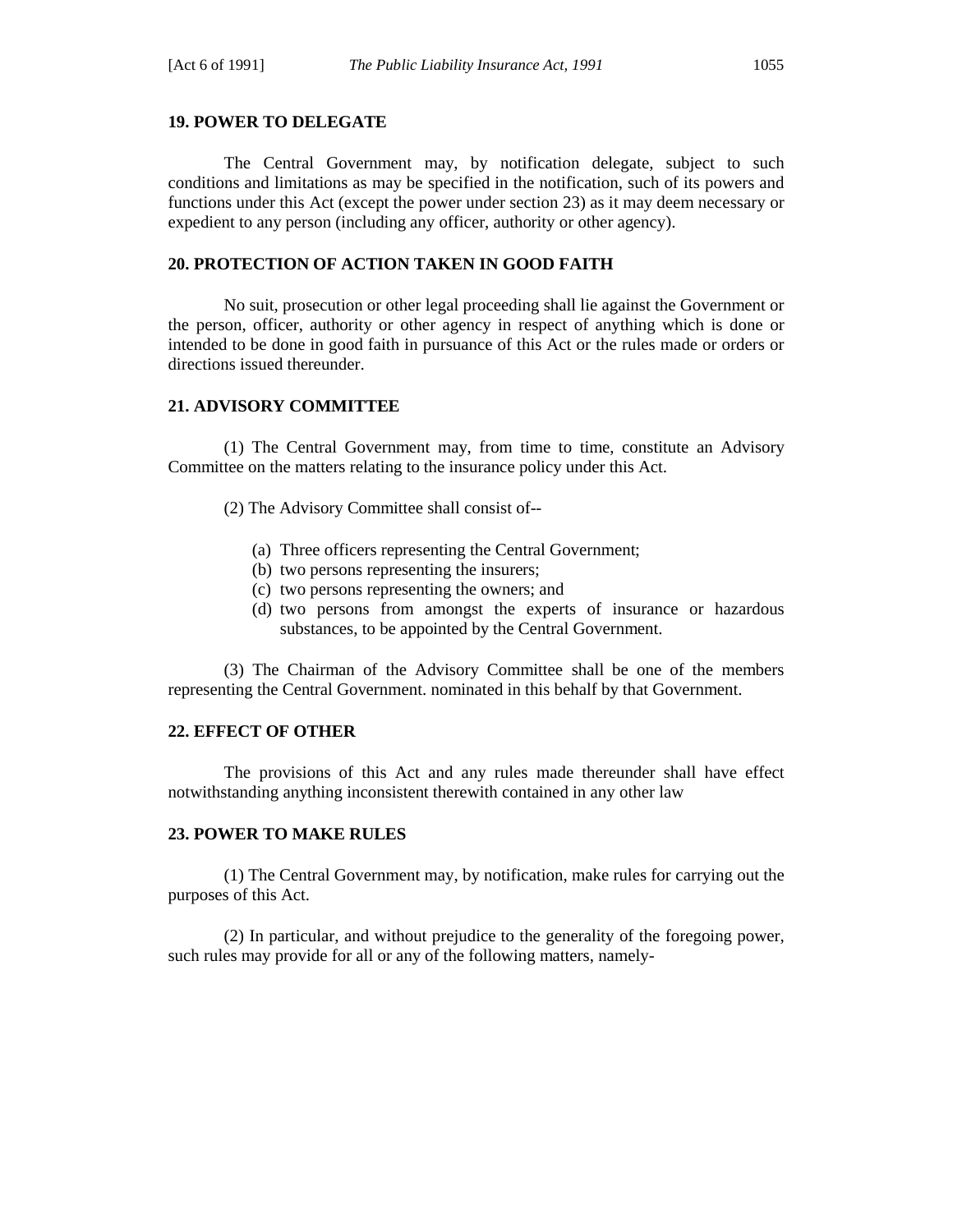## 19. POWER TO DELEGATE

The Central Government may, by notification delegate, subject to such conditions and limitations as may be specified in the notification, such of its powers and functions under this Act (except the power under section 23) as it may deem necessary or expedient to any person (including any officer, authority or other agency).

## 20. PROTECTION OF ACTION TAKEN IN GOOD FAITH

No suit, prosecution or other legal proceeding shall lie against the Government or the person, officer, authority or other agency in respect of anything which is done or intended to be done in good faith in pursuance of this Act or the rules made or orders or directions issued thereunder.

## 21. ADVISORY COMMITTEE

(1) The Central Government may, from time to time, constitute an Advisory Committee on the matters relating to the insurance policy under this Act.

(2) The Advisory Committee shall consist of--

(a) Three officers representing the Central Government;
(b) two persons representing the insurers;
(c) two persons representing the owners; and
(d) two persons from amongst the experts of insurance or hazardous substances, to be appointed by the Central Government.

(3) The Chairman of the Advisory Committee shall be one of the members representing the Central Government. nominated in this behalf by that Government.

## 22. EFFECT OF OTHER

The provisions of this Act and any rules made thereunder shall have effect notwithstanding anything inconsistent therewith contained in any other law

## 23. POWER TO MAKE RULES

(1) The Central Government may, by notification, make rules for carrying out the purposes of this Act.

(2) In particular, and without prejudice to the generality of the foregoing power, such rules may provide for all or any of the following matters, namely-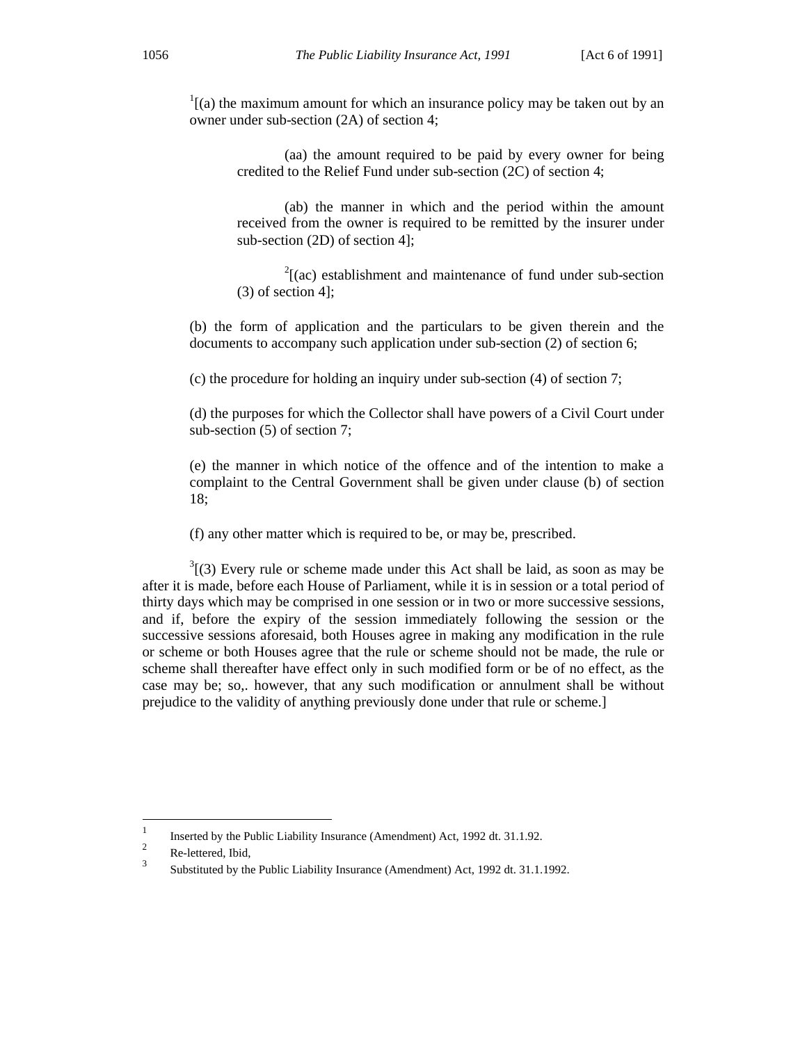[1][(a) the maximum amount for which an insurance policy may be taken out by an owner under sub-section (2A) of section 4;

(aa) the amount required to be paid by every owner for being credited to the Relief Fund under sub-section (2C) of section 4;

(ab) the manner in which and the period within the amount received from the owner is required to be remitted by the insurer under sub-section (2D) of section 4];

[2][(ac) establishment and maintenance of fund under sub-section (3) of section 4];

(b) the form of application and the particulars to be given therein and the documents to accompany such application under sub-section (2) of section 6;

(c) the procedure for holding an inquiry under sub-section (4) of section 7;

(d) the purposes for which the Collector shall have powers of a Civil Court under sub-section (5) of section 7;

(e) the manner in which notice of the offence and of the intention to make a complaint to the Central Government shall be given under clause (b) of section 18;

(f) any other matter which is required to be, or may be, prescribed.

[3][(3) Every rule or scheme made under this Act shall be laid, as soon as may be after it is made, before each House of Parliament, while it is in session or a total period of thirty days which may be comprised in one session or in two or more successive sessions, and if, before the expiry of the session immediately following the session or the successive sessions aforesaid, both Houses agree in making any modification in the rule or scheme or both Houses agree that the rule or scheme should not be made, the rule or scheme shall thereafter have effect only in such modified form or be of no effect, as the case may be; so,. however, that any such modification or annulment shall be without prejudice to the validity of anything previously done under that rule or scheme.]

---

[1] Inserted by the Public Liability Insurance (Amendment) Act, 1992 dt. 31.1.92.

[2] Re-lettered, Ibid,

[3] Substituted by the Public Liability Insurance (Amendment) Act, 1992 dt. 31.1.1992.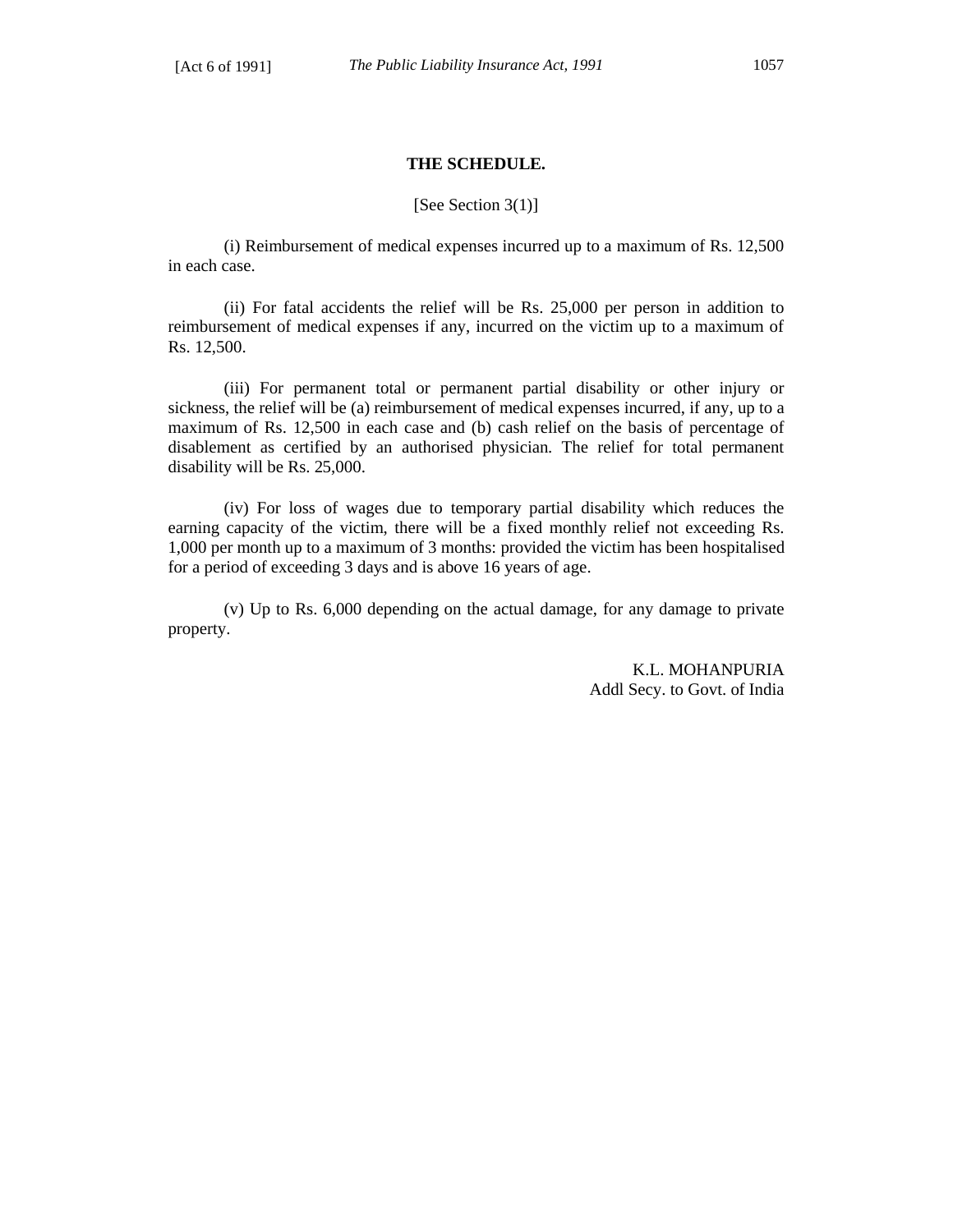## THE SCHEDULE.

[See Section 3(1)]

(i) Reimbursement of medical expenses incurred up to a maximum of Rs. 12,500 in each case.

(ii) For fatal accidents the relief will be Rs. 25,000 per person in addition to reimbursement of medical expenses if any, incurred on the victim up to a maximum of Rs. 12,500.

(iii) For permanent total or permanent partial disability or other injury or sickness, the relief will be (a) reimbursement of medical expenses incurred, if any, up to a maximum of Rs. 12,500 in each case and (b) cash relief on the basis of percentage of disablement as certified by an authorised physician. The relief for total permanent disability will be Rs. 25,000.

(iv) For loss of wages due to temporary partial disability which reduces the earning capacity of the victim, there will be a fixed monthly relief not exceeding Rs. 1,000 per month up to a maximum of 3 months: provided the victim has been hospitalised for a period of exceeding 3 days and is above 16 years of age.

(v) Up to Rs. 6,000 depending on the actual damage, for any damage to private property.

K.L. MOHANPURIA
Addl Secy. to Govt. of India